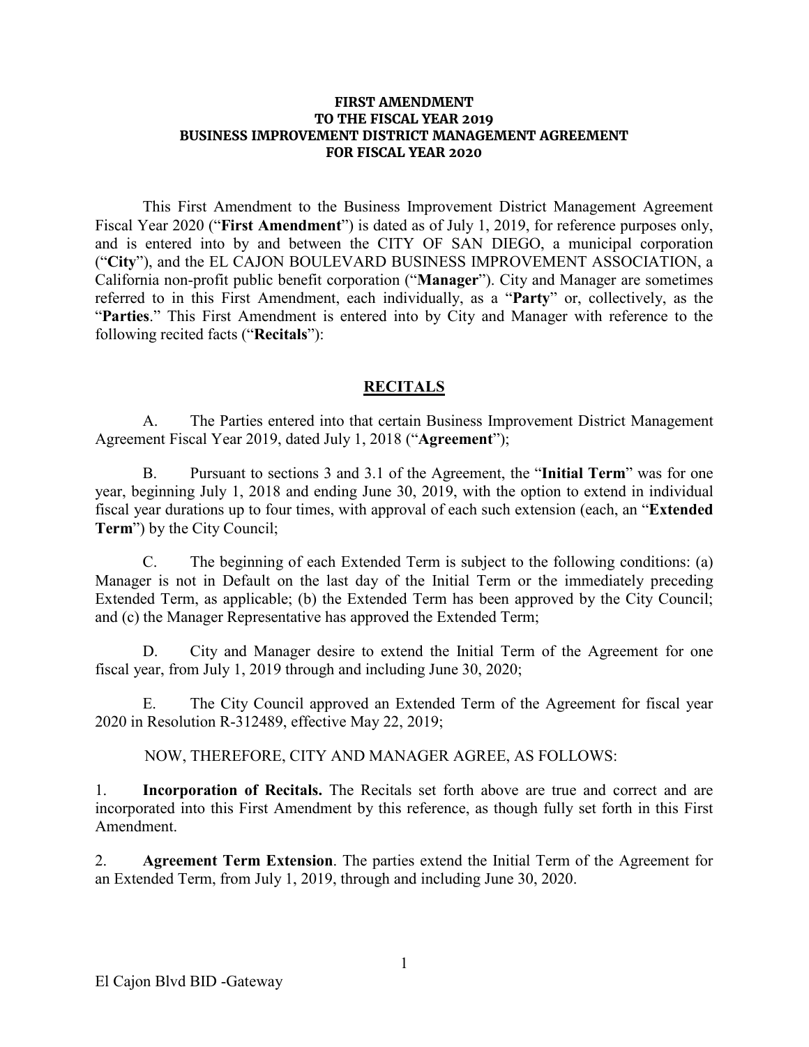# FIRST AMENDMENT
# TO THE FISCAL YEAR 2019
# BUSINESS IMPROVEMENT DISTRICT MANAGEMENT AGREEMENT
# FOR FISCAL YEAR 2020

This First Amendment to the Business Improvement District Management Agreement Fiscal Year 2020 ("**First Amendment**") is dated as of July 1, 2019, for reference purposes only, and is entered into by and between the CITY OF SAN DIEGO, a municipal corporation ("**City**"), and the EL CAJON BOULEVARD BUSINESS IMPROVEMENT ASSOCIATION, a California non-profit public benefit corporation ("**Manager**"). City and Manager are sometimes referred to in this First Amendment, each individually, as a "**Party**" or, collectively, as the "**Parties**." This First Amendment is entered into by City and Manager with reference to the following recited facts ("**Recitals**"):

## RECITALS

A. The Parties entered into that certain Business Improvement District Management Agreement Fiscal Year 2019, dated July 1, 2018 ("**Agreement**");

B. Pursuant to sections 3 and 3.1 of the Agreement, the "**Initial Term**" was for one year, beginning July 1, 2018 and ending June 30, 2019, with the option to extend in individual fiscal year durations up to four times, with approval of each such extension (each, an "**Extended Term**") by the City Council;

C. The beginning of each Extended Term is subject to the following conditions: (a) Manager is not in Default on the last day of the Initial Term or the immediately preceding Extended Term, as applicable; (b) the Extended Term has been approved by the City Council; and (c) the Manager Representative has approved the Extended Term;

D. City and Manager desire to extend the Initial Term of the Agreement for one fiscal year, from July 1, 2019 through and including June 30, 2020;

E. The City Council approved an Extended Term of the Agreement for fiscal year 2020 in Resolution R-312489, effective May 22, 2019;

NOW, THEREFORE, CITY AND MANAGER AGREE, AS FOLLOWS:

1. **Incorporation of Recitals.** The Recitals set forth above are true and correct and are incorporated into this First Amendment by this reference, as though fully set forth in this First Amendment.

2. **Agreement Term Extension**. The parties extend the Initial Term of the Agreement for an Extended Term, from July 1, 2019, through and including June 30, 2020.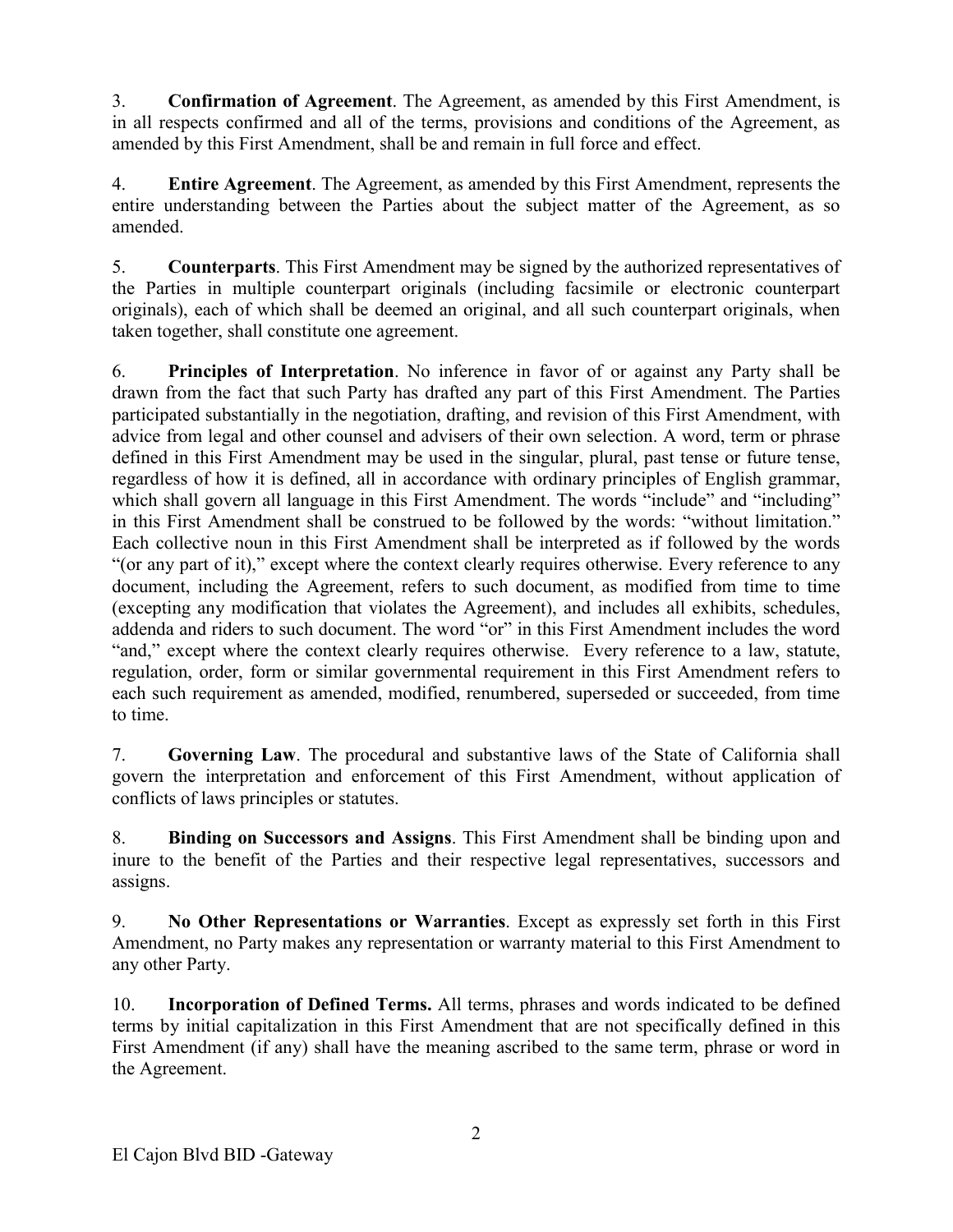3. **Confirmation of Agreement**. The Agreement, as amended by this First Amendment, is in all respects confirmed and all of the terms, provisions and conditions of the Agreement, as amended by this First Amendment, shall be and remain in full force and effect.

4. **Entire Agreement**. The Agreement, as amended by this First Amendment, represents the entire understanding between the Parties about the subject matter of the Agreement, as so amended.

5. **Counterparts**. This First Amendment may be signed by the authorized representatives of the Parties in multiple counterpart originals (including facsimile or electronic counterpart originals), each of which shall be deemed an original, and all such counterpart originals, when taken together, shall constitute one agreement.

6. **Principles of Interpretation**. No inference in favor of or against any Party shall be drawn from the fact that such Party has drafted any part of this First Amendment. The Parties participated substantially in the negotiation, drafting, and revision of this First Amendment, with advice from legal and other counsel and advisers of their own selection. A word, term or phrase defined in this First Amendment may be used in the singular, plural, past tense or future tense, regardless of how it is defined, all in accordance with ordinary principles of English grammar, which shall govern all language in this First Amendment. The words "include" and "including" in this First Amendment shall be construed to be followed by the words: "without limitation." Each collective noun in this First Amendment shall be interpreted as if followed by the words "(or any part of it)," except where the context clearly requires otherwise. Every reference to any document, including the Agreement, refers to such document, as modified from time to time (excepting any modification that violates the Agreement), and includes all exhibits, schedules, addenda and riders to such document. The word "or" in this First Amendment includes the word "and," except where the context clearly requires otherwise. Every reference to a law, statute, regulation, order, form or similar governmental requirement in this First Amendment refers to each such requirement as amended, modified, renumbered, superseded or succeeded, from time to time.

7. **Governing Law**. The procedural and substantive laws of the State of California shall govern the interpretation and enforcement of this First Amendment, without application of conflicts of laws principles or statutes.

8. **Binding on Successors and Assigns**. This First Amendment shall be binding upon and inure to the benefit of the Parties and their respective legal representatives, successors and assigns.

9. **No Other Representations or Warranties**. Except as expressly set forth in this First Amendment, no Party makes any representation or warranty material to this First Amendment to any other Party.

10. **Incorporation of Defined Terms.** All terms, phrases and words indicated to be defined terms by initial capitalization in this First Amendment that are not specifically defined in this First Amendment (if any) shall have the meaning ascribed to the same term, phrase or word in the Agreement.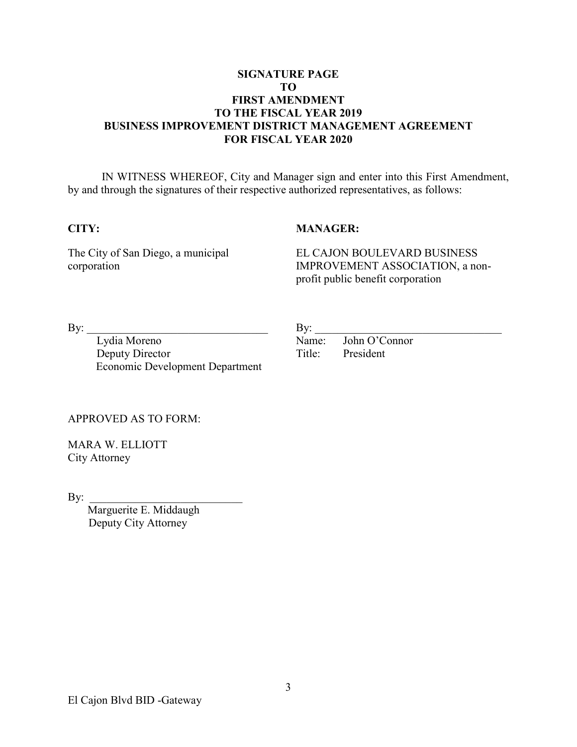**SIGNATURE PAGE**
**TO**
**FIRST AMENDMENT**
**TO THE FISCAL YEAR 2019**
**BUSINESS IMPROVEMENT DISTRICT MANAGEMENT AGREEMENT**
**FOR FISCAL YEAR 2020**

IN WITNESS WHEREOF, City and Manager sign and enter into this First Amendment, by and through the signatures of their respective authorized representatives, as follows:

**CITY:**

The City of San Diego, a municipal corporation

By: ________________________________
Lydia Moreno
Deputy Director
Economic Development Department

**MANAGER:**

EL CAJON BOULEVARD BUSINESS IMPROVEMENT ASSOCIATION, a non-profit public benefit corporation

By: ________________________________
Name: John O'Connor
Title: President

APPROVED AS TO FORM:

MARA W. ELLIOTT
City Attorney

By: ___________________________
Marguerite E. Middaugh
Deputy City Attorney

El Cajon Blvd BID -Gateway